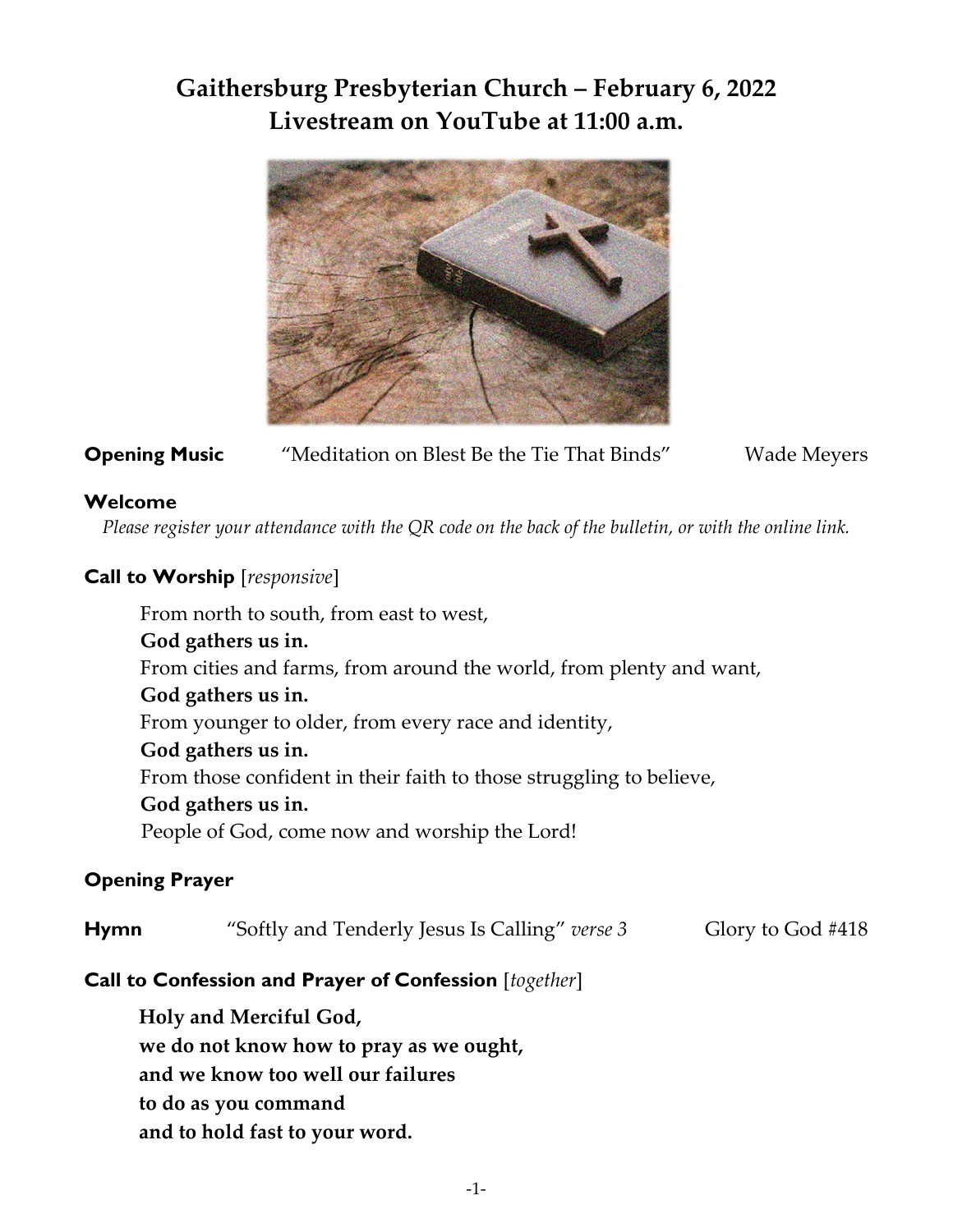# Gaithersburg Presbyterian Church – February 6, 2022
## Livestream on YouTube at 11:00 a.m.

**Opening Music** "Meditation on Blest Be the Tie That Binds" Wade Meyers

**Welcome**

*Please register your attendance with the QR code on the back of the bulletin, or with the online link.*

**Call to Worship** [*responsive*]

From north to south, from east to west,
**God gathers us in.**
From cities and farms, from around the world, from plenty and want,
**God gathers us in.**
From younger to older, from every race and identity,
**God gathers us in.**
From those confident in their faith to those struggling to believe,
**God gathers us in.**
People of God, come now and worship the Lord!

**Opening Prayer**

**Hymn** "Softly and Tenderly Jesus Is Calling" *verse 3* Glory to God #418

**Call to Confession and Prayer of Confession** [*together*]

**Holy and Merciful God,**
**we do not know how to pray as we ought,**
**and we know too well our failures**
**to do as you command**
**and to hold fast to your word.**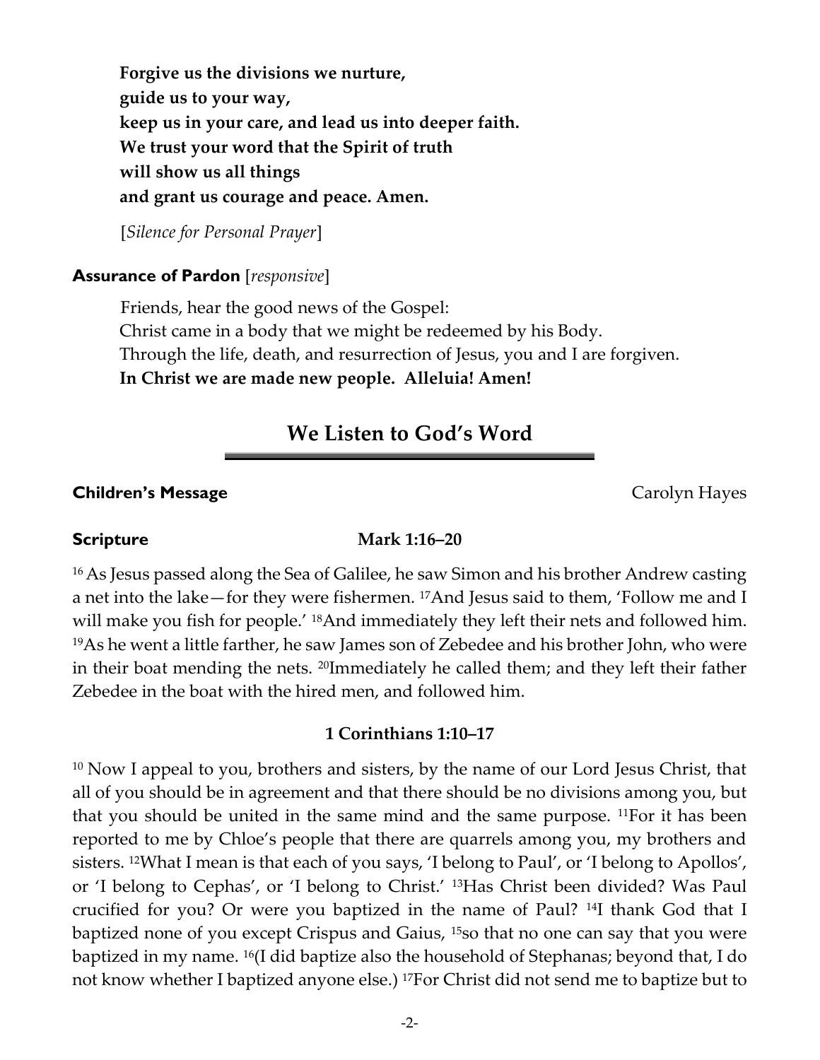**Forgive us the divisions we nurture,**
**guide us to your way,**
**keep us in your care, and lead us into deeper faith.**
**We trust your word that the Spirit of truth**
**will show us all things**
**and grant us courage and peace. Amen.**

[*Silence for Personal Prayer*]

**Assurance of Pardon** [*responsive*]

Friends, hear the good news of the Gospel:
Christ came in a body that we might be redeemed by his Body.
Through the life, death, and resurrection of Jesus, you and I are forgiven.
**In Christ we are made new people. Alleluia! Amen!**

## We Listen to God's Word

**Children's Message** Carolyn Hayes

**Scripture** **Mark 1:16–20**

[16] As Jesus passed along the Sea of Galilee, he saw Simon and his brother Andrew casting a net into the lake—for they were fishermen. [17]And Jesus said to them, 'Follow me and I will make you fish for people.' [18]And immediately they left their nets and followed him. [19]As he went a little farther, he saw James son of Zebedee and his brother John, who were in their boat mending the nets. [20]Immediately he called them; and they left their father Zebedee in the boat with the hired men, and followed him.

**1 Corinthians 1:10–17**

[10] Now I appeal to you, brothers and sisters, by the name of our Lord Jesus Christ, that all of you should be in agreement and that there should be no divisions among you, but that you should be united in the same mind and the same purpose. [11]For it has been reported to me by Chloe's people that there are quarrels among you, my brothers and sisters. [12]What I mean is that each of you says, 'I belong to Paul', or 'I belong to Apollos', or 'I belong to Cephas', or 'I belong to Christ.' [13]Has Christ been divided? Was Paul crucified for you? Or were you baptized in the name of Paul? [14]I thank God that I baptized none of you except Crispus and Gaius, [15]so that no one can say that you were baptized in my name. [16](I did baptize also the household of Stephanas; beyond that, I do not know whether I baptized anyone else.) [17]For Christ did not send me to baptize but to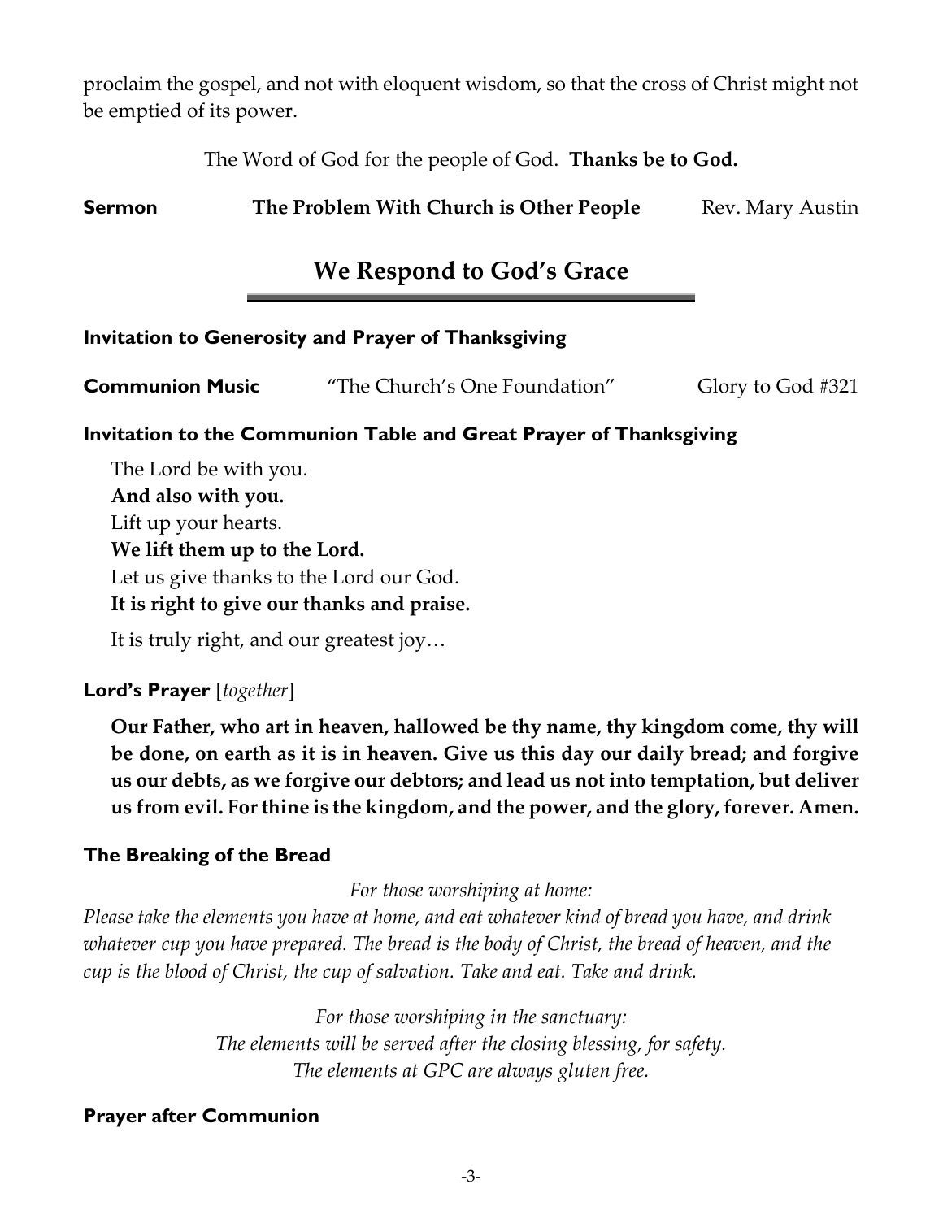proclaim the gospel, and not with eloquent wisdom, so that the cross of Christ might not be emptied of its power.

The Word of God for the people of God. **Thanks be to God.**

**Sermon** **The Problem With Church is Other People** Rev. Mary Austin

## We Respond to God's Grace

**Invitation to Generosity and Prayer of Thanksgiving**

**Communion Music** "The Church's One Foundation" Glory to God #321

**Invitation to the Communion Table and Great Prayer of Thanksgiving**

The Lord be with you.
**And also with you.**
Lift up your hearts.
**We lift them up to the Lord.**
Let us give thanks to the Lord our God.
**It is right to give our thanks and praise.**

It is truly right, and our greatest joy…

**Lord's Prayer** [*together*]

**Our Father, who art in heaven, hallowed be thy name, thy kingdom come, thy will be done, on earth as it is in heaven. Give us this day our daily bread; and forgive us our debts, as we forgive our debtors; and lead us not into temptation, but deliver us from evil. For thine is the kingdom, and the power, and the glory, forever. Amen.**

**The Breaking of the Bread**

*For those worshiping at home:*
*Please take the elements you have at home, and eat whatever kind of bread you have, and drink whatever cup you have prepared. The bread is the body of Christ, the bread of heaven, and the cup is the blood of Christ, the cup of salvation. Take and eat. Take and drink.*

*For those worshiping in the sanctuary:*
*The elements will be served after the closing blessing, for safety.*
*The elements at GPC are always gluten free.*

**Prayer after Communion**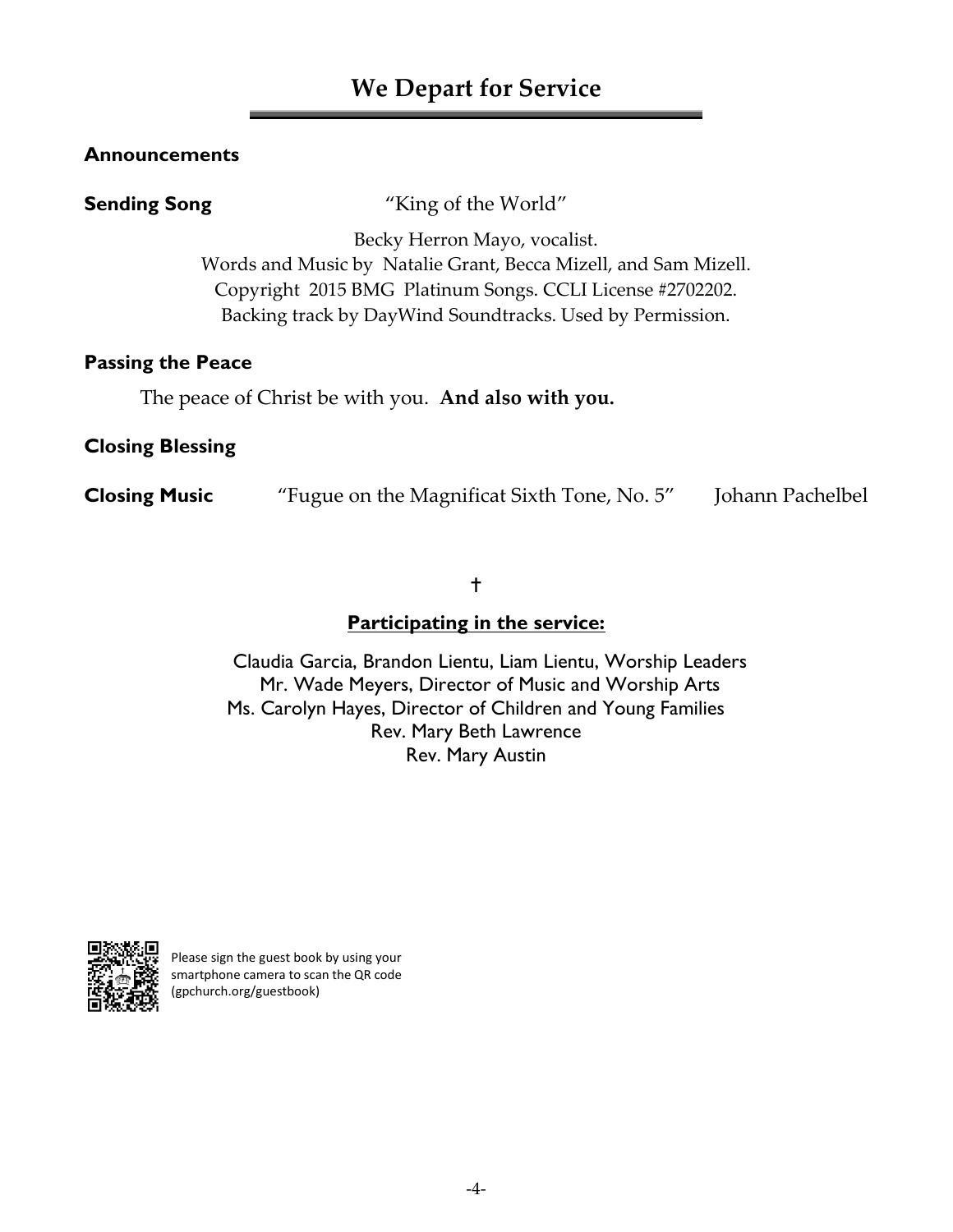# We Depart for Service

**Announcements**

**Sending Song** "King of the World"

Becky Herron Mayo, vocalist.
Words and Music by Natalie Grant, Becca Mizell, and Sam Mizell.
Copyright 2015 BMG Platinum Songs. CCLI License #2702202.
Backing track by DayWind Soundtracks. Used by Permission.

**Passing the Peace**

The peace of Christ be with you. **And also with you.**

**Closing Blessing**

**Closing Music** "Fugue on the Magnificat Sixth Tone, No. 5" Johann Pachelbel

†

**Participating in the service:**

Claudia Garcia, Brandon Lientu, Liam Lientu, Worship Leaders
Mr. Wade Meyers, Director of Music and Worship Arts
Ms. Carolyn Hayes, Director of Children and Young Families
Rev. Mary Beth Lawrence
Rev. Mary Austin

Please sign the guest book by using your smartphone camera to scan the QR code (gpchurch.org/guestbook)